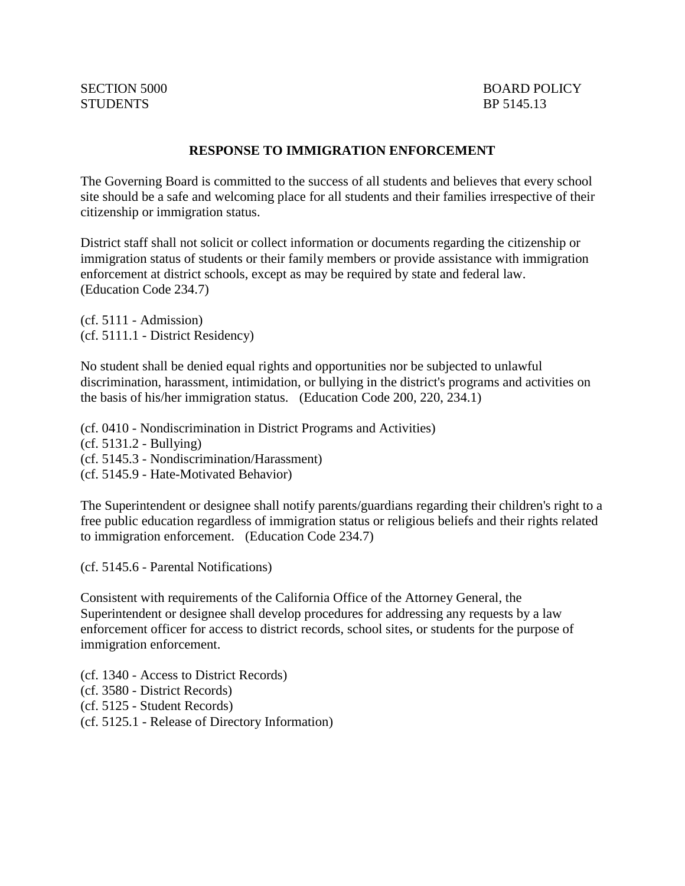SECTION 5000 BOARD POLICY
STUDENTS BP 5145.13

# RESPONSE TO IMMIGRATION ENFORCEMENT

The Governing Board is committed to the success of all students and believes that every school site should be a safe and welcoming place for all students and their families irrespective of their citizenship or immigration status.

District staff shall not solicit or collect information or documents regarding the citizenship or immigration status of students or their family members or provide assistance with immigration enforcement at district schools, except as may be required by state and federal law. (Education Code 234.7)

(cf. 5111 - Admission)
(cf. 5111.1 - District Residency)

No student shall be denied equal rights and opportunities nor be subjected to unlawful discrimination, harassment, intimidation, or bullying in the district's programs and activities on the basis of his/her immigration status. (Education Code 200, 220, 234.1)

(cf. 0410 - Nondiscrimination in District Programs and Activities)
(cf. 5131.2 - Bullying)
(cf. 5145.3 - Nondiscrimination/Harassment)
(cf. 5145.9 - Hate-Motivated Behavior)

The Superintendent or designee shall notify parents/guardians regarding their children's right to a free public education regardless of immigration status or religious beliefs and their rights related to immigration enforcement. (Education Code 234.7)

(cf. 5145.6 - Parental Notifications)

Consistent with requirements of the California Office of the Attorney General, the Superintendent or designee shall develop procedures for addressing any requests by a law enforcement officer for access to district records, school sites, or students for the purpose of immigration enforcement.

(cf. 1340 - Access to District Records)
(cf. 3580 - District Records)
(cf. 5125 - Student Records)
(cf. 5125.1 - Release of Directory Information)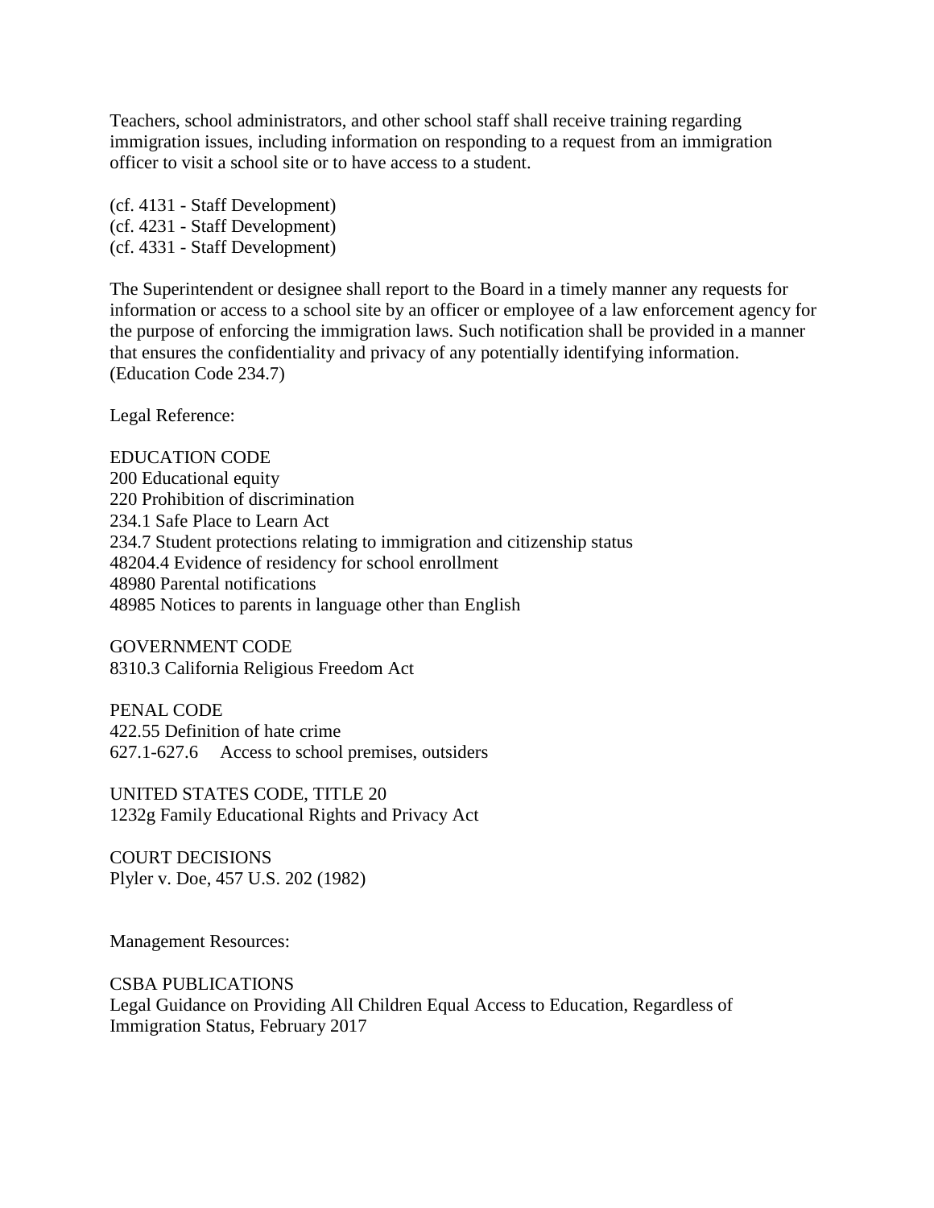Teachers, school administrators, and other school staff shall receive training regarding immigration issues, including information on responding to a request from an immigration officer to visit a school site or to have access to a student.

(cf. 4131 - Staff Development)
(cf. 4231 - Staff Development)
(cf. 4331 - Staff Development)

The Superintendent or designee shall report to the Board in a timely manner any requests for information or access to a school site by an officer or employee of a law enforcement agency for the purpose of enforcing the immigration laws. Such notification shall be provided in a manner that ensures the confidentiality and privacy of any potentially identifying information. (Education Code 234.7)

Legal Reference:

EDUCATION CODE
200 Educational equity
220 Prohibition of discrimination
234.1 Safe Place to Learn Act
234.7 Student protections relating to immigration and citizenship status
48204.4 Evidence of residency for school enrollment
48980 Parental notifications
48985 Notices to parents in language other than English

GOVERNMENT CODE
8310.3 California Religious Freedom Act

PENAL CODE
422.55 Definition of hate crime
627.1-627.6 Access to school premises, outsiders

UNITED STATES CODE, TITLE 20
1232g Family Educational Rights and Privacy Act

COURT DECISIONS
Plyler v. Doe, 457 U.S. 202 (1982)

Management Resources:

CSBA PUBLICATIONS
Legal Guidance on Providing All Children Equal Access to Education, Regardless of Immigration Status, February 2017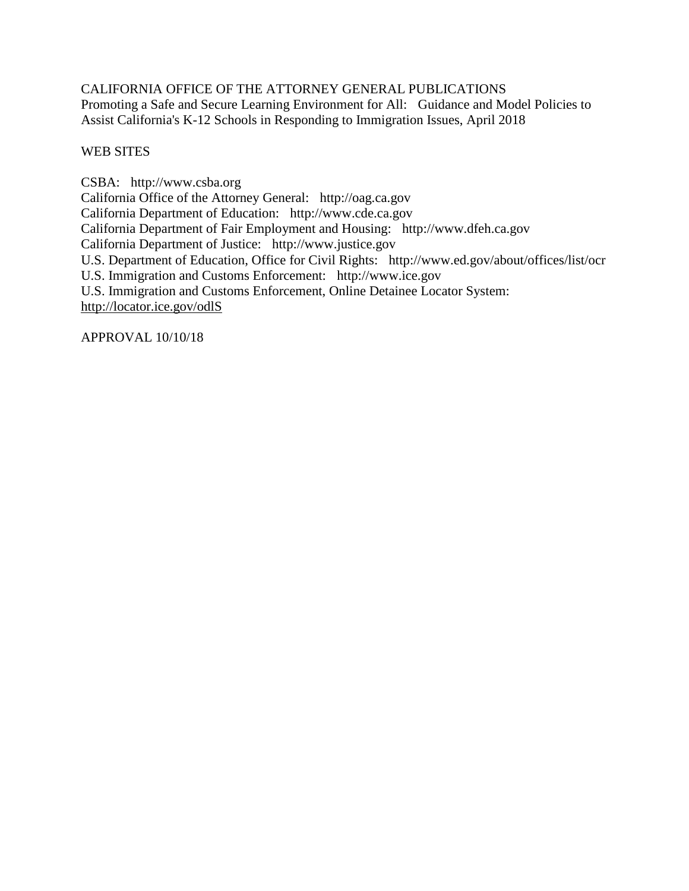CALIFORNIA OFFICE OF THE ATTORNEY GENERAL PUBLICATIONS

Promoting a Safe and Secure Learning Environment for All: Guidance and Model Policies to Assist California's K-12 Schools in Responding to Immigration Issues, April 2018

WEB SITES

CSBA: http://www.csba.org
California Office of the Attorney General: http://oag.ca.gov
California Department of Education: http://www.cde.ca.gov
California Department of Fair Employment and Housing: http://www.dfeh.ca.gov
California Department of Justice: http://www.justice.gov
U.S. Department of Education, Office for Civil Rights: http://www.ed.gov/about/offices/list/ocr
U.S. Immigration and Customs Enforcement: http://www.ice.gov
U.S. Immigration and Customs Enforcement, Online Detainee Locator System:
http://locator.ice.gov/odlS

APPROVAL 10/10/18